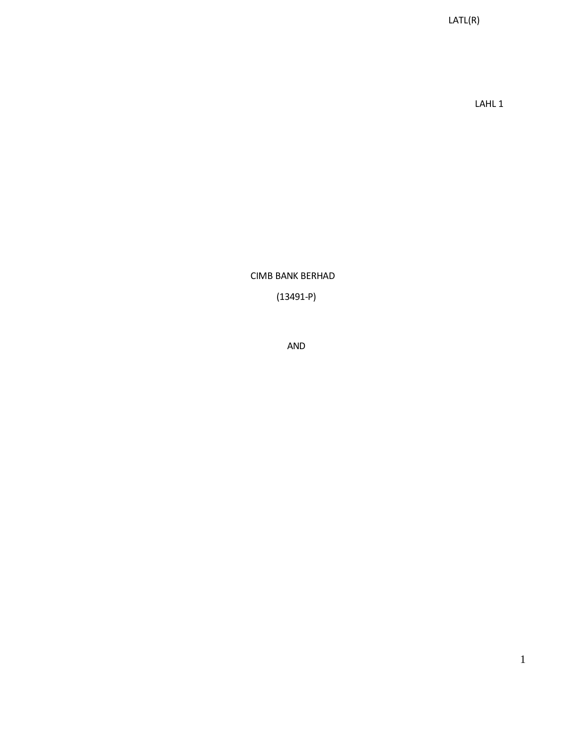LATL(R)

LAHL 1

CIMB BANK BERHAD

(13491-P)

AND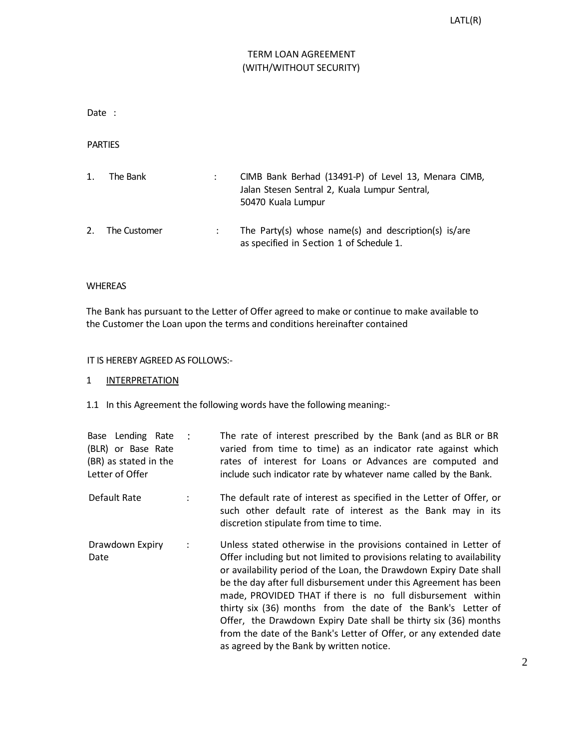LATL(R)

# TERM LOAN AGREEMENT
## (WITH/WITHOUT SECURITY)

Date :

PARTIES

| | | | |
|---|---|---|---|
| 1. | The Bank | : | CIMB Bank Berhad (13491-P) of Level 13, Menara CIMB, Jalan Stesen Sentral 2, Kuala Lumpur Sentral, 50470 Kuala Lumpur |
| 2. | The Customer | : | The Party(s) whose name(s) and description(s) is/are as specified in Section 1 of Schedule 1. |

WHEREAS

The Bank has pursuant to the Letter of Offer agreed to make or continue to make available to the Customer the Loan upon the terms and conditions hereinafter contained

IT IS HEREBY AGREED AS FOLLOWS:-

1 <u>INTERPRETATION</u>

1.1 In this Agreement the following words have the following meaning:-

| | | |
|---|---|---|
| Base Lending Rate (BLR) or Base Rate (BR) as stated in the Letter of Offer | : | The rate of interest prescribed by the Bank (and as BLR or BR varied from time to time) as an indicator rate against which rates of interest for Loans or Advances are computed and include such indicator rate by whatever name called by the Bank. |
| Default Rate | : | The default rate of interest as specified in the Letter of Offer, or such other default rate of interest as the Bank may in its discretion stipulate from time to time. |
| Drawdown Expiry Date | : | Unless stated otherwise in the provisions contained in Letter of Offer including but not limited to provisions relating to availability or availability period of the Loan, the Drawdown Expiry Date shall be the day after full disbursement under this Agreement has been made, PROVIDED THAT if there is no full disbursement within thirty six (36) months from the date of the Bank's Letter of Offer, the Drawdown Expiry Date shall be thirty six (36) months from the date of the Bank's Letter of Offer, or any extended date as agreed by the Bank by written notice. |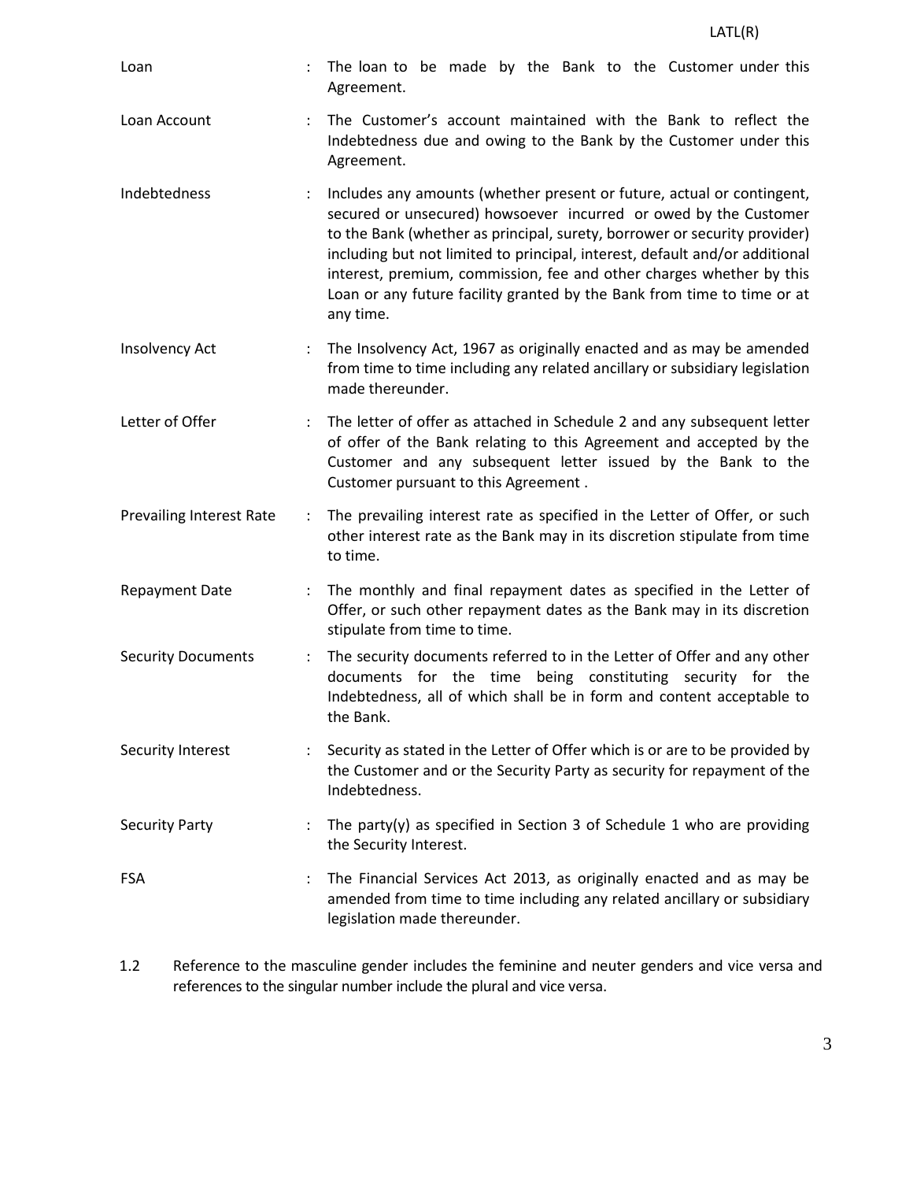| | | |
|---|---|---|
| Loan | : | The loan to be made by the Bank to the Customer under this Agreement. |
| Loan Account | : | The Customer's account maintained with the Bank to reflect the Indebtedness due and owing to the Bank by the Customer under this Agreement. |
| Indebtedness | : | Includes any amounts (whether present or future, actual or contingent, secured or unsecured) howsoever incurred or owed by the Customer to the Bank (whether as principal, surety, borrower or security provider) including but not limited to principal, interest, default and/or additional interest, premium, commission, fee and other charges whether by this Loan or any future facility granted by the Bank from time to time or at any time. |
| Insolvency Act | : | The Insolvency Act, 1967 as originally enacted and as may be amended from time to time including any related ancillary or subsidiary legislation made thereunder. |
| Letter of Offer | : | The letter of offer as attached in Schedule 2 and any subsequent letter of offer of the Bank relating to this Agreement and accepted by the Customer and any subsequent letter issued by the Bank to the Customer pursuant to this Agreement . |
| Prevailing Interest Rate | : | The prevailing interest rate as specified in the Letter of Offer, or such other interest rate as the Bank may in its discretion stipulate from time to time. |
| Repayment Date | : | The monthly and final repayment dates as specified in the Letter of Offer, or such other repayment dates as the Bank may in its discretion stipulate from time to time. |
| Security Documents | : | The security documents referred to in the Letter of Offer and any other documents for the time being constituting security for the Indebtedness, all of which shall be in form and content acceptable to the Bank. |
| Security Interest | : | Security as stated in the Letter of Offer which is or are to be provided by the Customer and or the Security Party as security for repayment of the Indebtedness. |
| Security Party | : | The party(y) as specified in Section 3 of Schedule 1 who are providing the Security Interest. |
| FSA | : | The Financial Services Act 2013, as originally enacted and as may be amended from time to time including any related ancillary or subsidiary legislation made thereunder. |

1.2 Reference to the masculine gender includes the feminine and neuter genders and vice versa and references to the singular number include the plural and vice versa.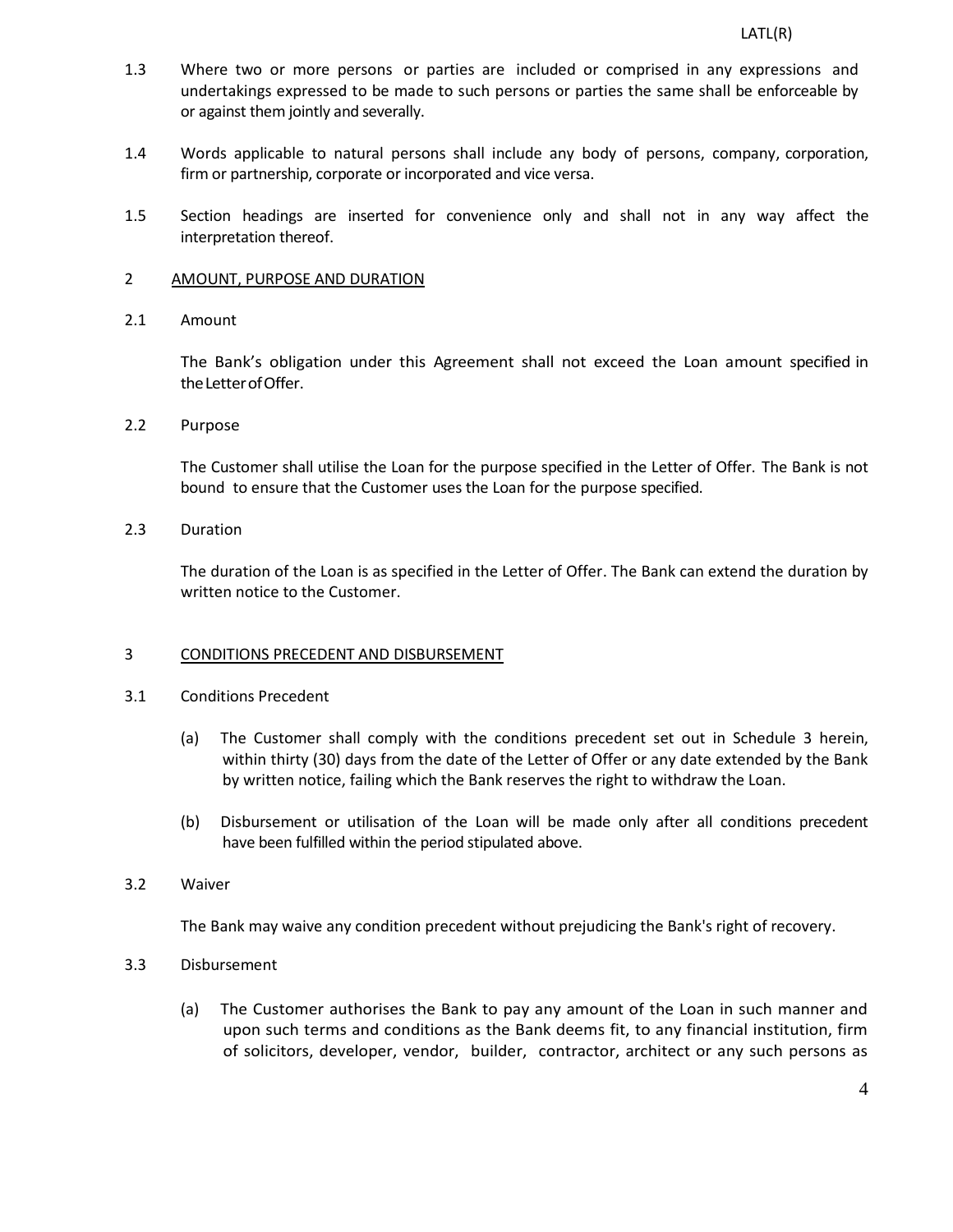1.3 Where two or more persons or parties are included or comprised in any expressions and undertakings expressed to be made to such persons or parties the same shall be enforceable by or against them jointly and severally.

1.4 Words applicable to natural persons shall include any body of persons, company, corporation, firm or partnership, corporate or incorporated and vice versa.

1.5 Section headings are inserted for convenience only and shall not in any way affect the interpretation thereof.

## 2 AMOUNT, PURPOSE AND DURATION

### 2.1 Amount

The Bank's obligation under this Agreement shall not exceed the Loan amount specified in the Letter of Offer.

### 2.2 Purpose

The Customer shall utilise the Loan for the purpose specified in the Letter of Offer. The Bank is not bound to ensure that the Customer uses the Loan for the purpose specified.

### 2.3 Duration

The duration of the Loan is as specified in the Letter of Offer. The Bank can extend the duration by written notice to the Customer.

## 3 CONDITIONS PRECEDENT AND DISBURSEMENT

### 3.1 Conditions Precedent

(a) The Customer shall comply with the conditions precedent set out in Schedule 3 herein, within thirty (30) days from the date of the Letter of Offer or any date extended by the Bank by written notice, failing which the Bank reserves the right to withdraw the Loan.

(b) Disbursement or utilisation of the Loan will be made only after all conditions precedent have been fulfilled within the period stipulated above.

### 3.2 Waiver

The Bank may waive any condition precedent without prejudicing the Bank's right of recovery.

### 3.3 Disbursement

(a) The Customer authorises the Bank to pay any amount of the Loan in such manner and upon such terms and conditions as the Bank deems fit, to any financial institution, firm of solicitors, developer, vendor, builder, contractor, architect or any such persons as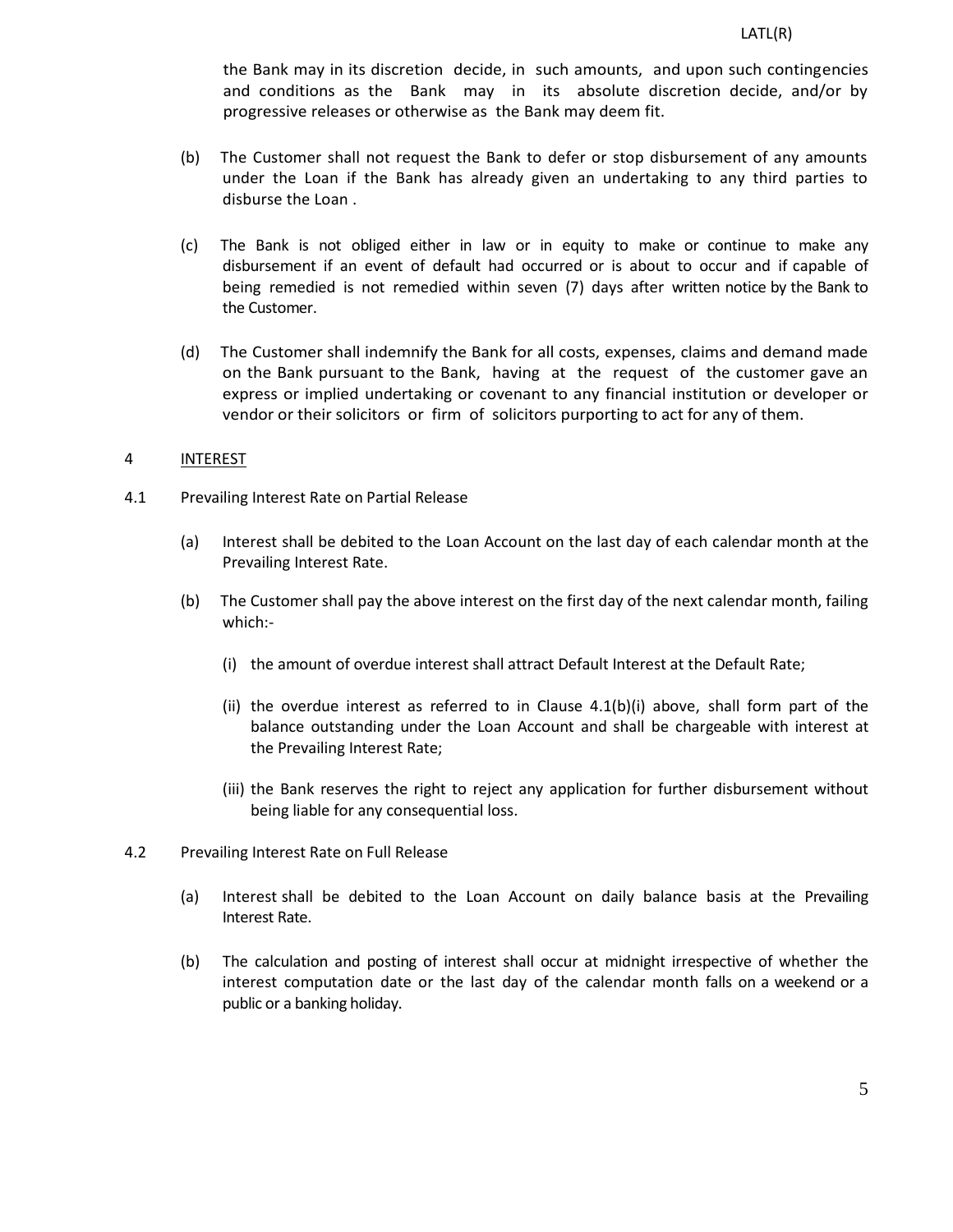the Bank may in its discretion decide, in such amounts, and upon such contingencies and conditions as the Bank may in its absolute discretion decide, and/or by progressive releases or otherwise as the Bank may deem fit.

(b) The Customer shall not request the Bank to defer or stop disbursement of any amounts under the Loan if the Bank has already given an undertaking to any third parties to disburse the Loan .

(c) The Bank is not obliged either in law or in equity to make or continue to make any disbursement if an event of default had occurred or is about to occur and if capable of being remedied is not remedied within seven (7) days after written notice by the Bank to the Customer.

(d) The Customer shall indemnify the Bank for all costs, expenses, claims and demand made on the Bank pursuant to the Bank, having at the request of the customer gave an express or implied undertaking or covenant to any financial institution or developer or vendor or their solicitors or firm of solicitors purporting to act for any of them.

## 4 INTEREST

4.1 Prevailing Interest Rate on Partial Release

(a) Interest shall be debited to the Loan Account on the last day of each calendar month at the Prevailing Interest Rate.

(b) The Customer shall pay the above interest on the first day of the next calendar month, failing which:-

(i) the amount of overdue interest shall attract Default Interest at the Default Rate;

(ii) the overdue interest as referred to in Clause 4.1(b)(i) above, shall form part of the balance outstanding under the Loan Account and shall be chargeable with interest at the Prevailing Interest Rate;

(iii) the Bank reserves the right to reject any application for further disbursement without being liable for any consequential loss.

4.2 Prevailing Interest Rate on Full Release

(a) Interest shall be debited to the Loan Account on daily balance basis at the Prevailing Interest Rate.

(b) The calculation and posting of interest shall occur at midnight irrespective of whether the interest computation date or the last day of the calendar month falls on a weekend or a public or a banking holiday.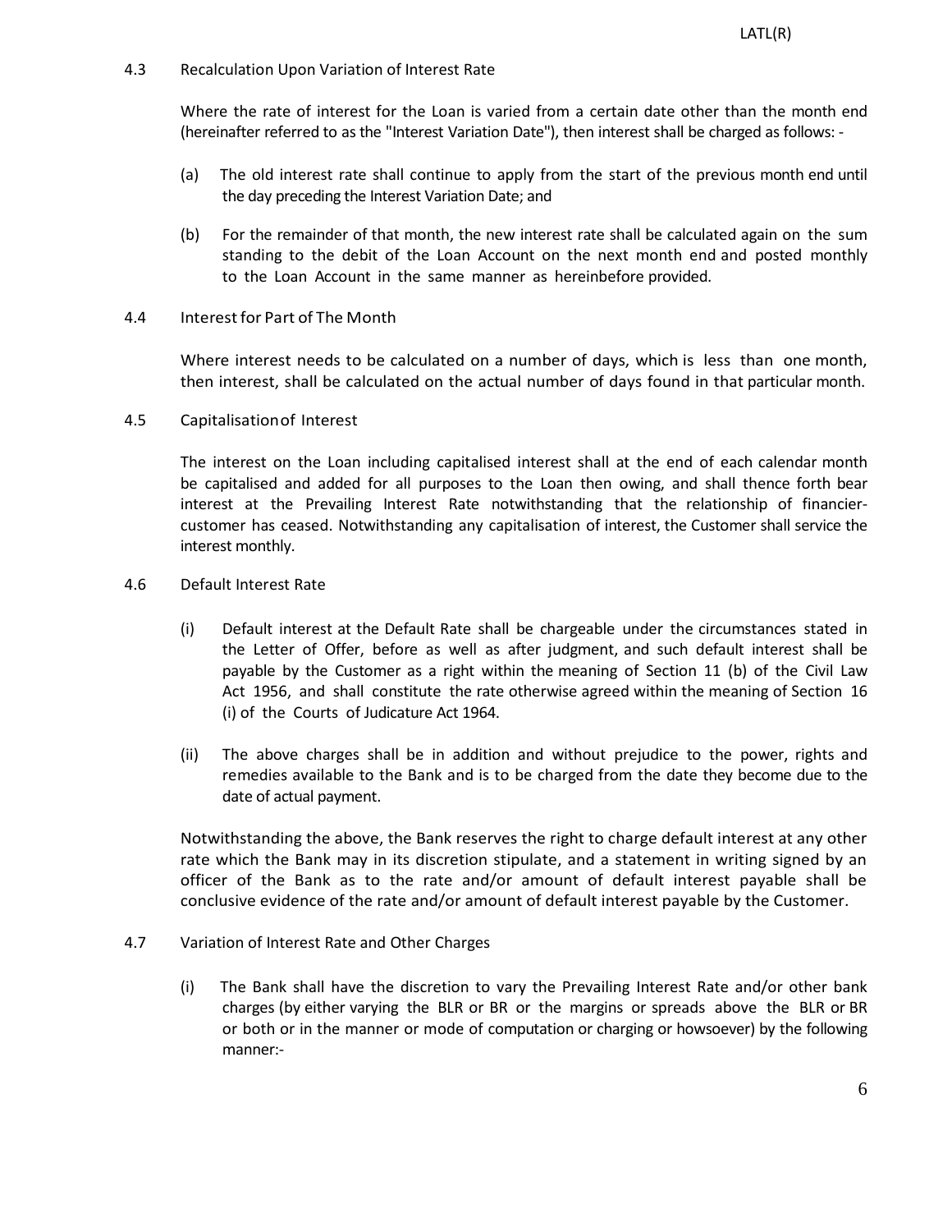4.3 Recalculation Upon Variation of Interest Rate

Where the rate of interest for the Loan is varied from a certain date other than the month end (hereinafter referred to as the "Interest Variation Date"), then interest shall be charged as follows: -

(a) The old interest rate shall continue to apply from the start of the previous month end until the day preceding the Interest Variation Date; and

(b) For the remainder of that month, the new interest rate shall be calculated again on the sum standing to the debit of the Loan Account on the next month end and posted monthly to the Loan Account in the same manner as hereinbefore provided.

4.4 Interest for Part of The Month

Where interest needs to be calculated on a number of days, which is less than one month, then interest, shall be calculated on the actual number of days found in that particular month.

4.5 Capitalisation of Interest

The interest on the Loan including capitalised interest shall at the end of each calendar month be capitalised and added for all purposes to the Loan then owing, and shall thence forth bear interest at the Prevailing Interest Rate notwithstanding that the relationship of financier-customer has ceased. Notwithstanding any capitalisation of interest, the Customer shall service the interest monthly.

4.6 Default Interest Rate

(i) Default interest at the Default Rate shall be chargeable under the circumstances stated in the Letter of Offer, before as well as after judgment, and such default interest shall be payable by the Customer as a right within the meaning of Section 11 (b) of the Civil Law Act 1956, and shall constitute the rate otherwise agreed within the meaning of Section 16 (i) of the Courts of Judicature Act 1964.

(ii) The above charges shall be in addition and without prejudice to the power, rights and remedies available to the Bank and is to be charged from the date they become due to the date of actual payment.

Notwithstanding the above, the Bank reserves the right to charge default interest at any other rate which the Bank may in its discretion stipulate, and a statement in writing signed by an officer of the Bank as to the rate and/or amount of default interest payable shall be conclusive evidence of the rate and/or amount of default interest payable by the Customer.

4.7 Variation of Interest Rate and Other Charges

(i) The Bank shall have the discretion to vary the Prevailing Interest Rate and/or other bank charges (by either varying the BLR or BR or the margins or spreads above the BLR or BR or both or in the manner or mode of computation or charging or howsoever) by the following manner:-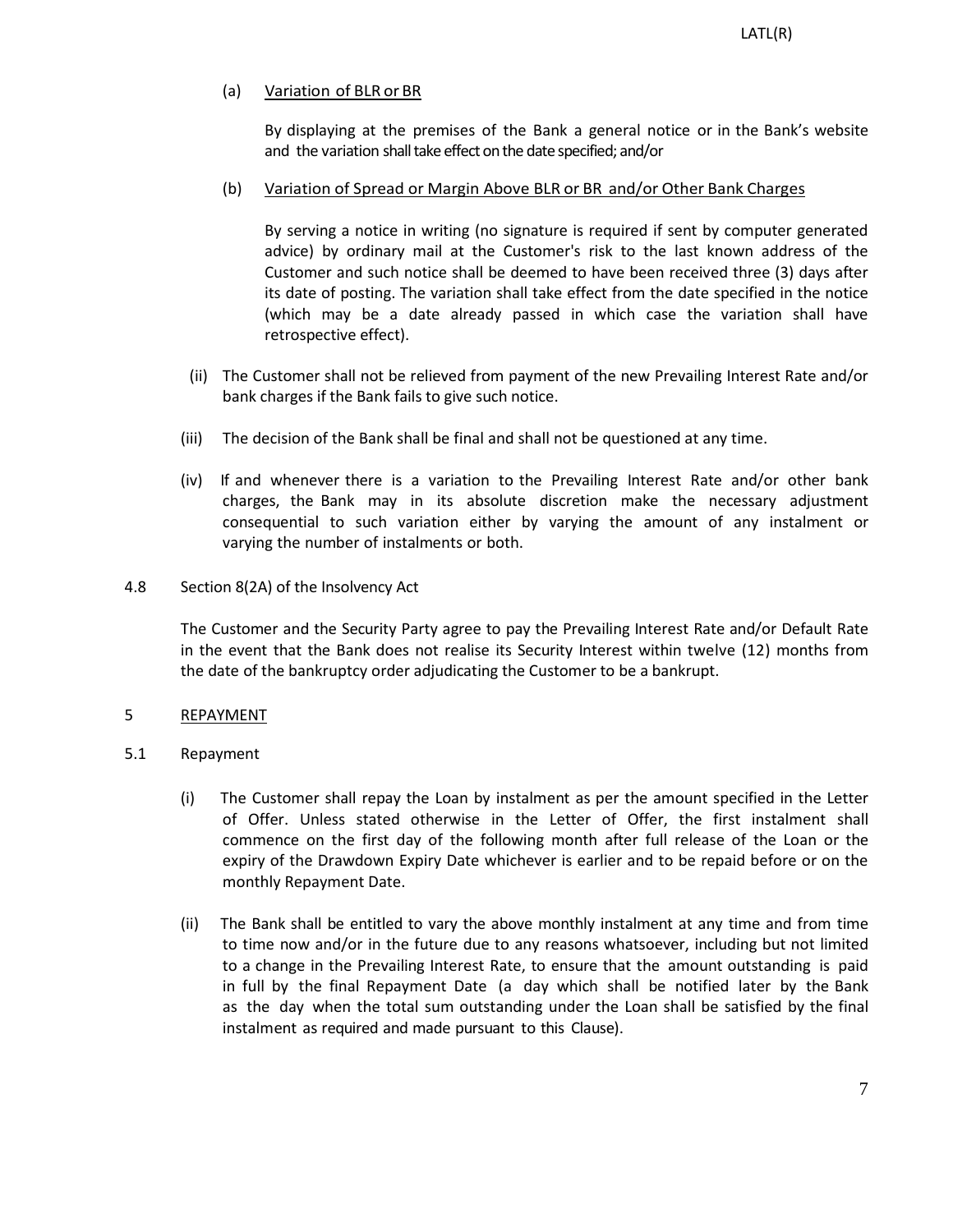(a) Variation of BLR or BR

By displaying at the premises of the Bank a general notice or in the Bank's website and the variation shall take effect on the date specified; and/or

(b) Variation of Spread or Margin Above BLR or BR and/or Other Bank Charges

By serving a notice in writing (no signature is required if sent by computer generated advice) by ordinary mail at the Customer's risk to the last known address of the Customer and such notice shall be deemed to have been received three (3) days after its date of posting. The variation shall take effect from the date specified in the notice (which may be a date already passed in which case the variation shall have retrospective effect).

(ii) The Customer shall not be relieved from payment of the new Prevailing Interest Rate and/or bank charges if the Bank fails to give such notice.

(iii) The decision of the Bank shall be final and shall not be questioned at any time.

(iv) If and whenever there is a variation to the Prevailing Interest Rate and/or other bank charges, the Bank may in its absolute discretion make the necessary adjustment consequential to such variation either by varying the amount of any instalment or varying the number of instalments or both.

4.8 Section 8(2A) of the Insolvency Act

The Customer and the Security Party agree to pay the Prevailing Interest Rate and/or Default Rate in the event that the Bank does not realise its Security Interest within twelve (12) months from the date of the bankruptcy order adjudicating the Customer to be a bankrupt.

5 REPAYMENT

5.1 Repayment

(i) The Customer shall repay the Loan by instalment as per the amount specified in the Letter of Offer. Unless stated otherwise in the Letter of Offer, the first instalment shall commence on the first day of the following month after full release of the Loan or the expiry of the Drawdown Expiry Date whichever is earlier and to be repaid before or on the monthly Repayment Date.

(ii) The Bank shall be entitled to vary the above monthly instalment at any time and from time to time now and/or in the future due to any reasons whatsoever, including but not limited to a change in the Prevailing Interest Rate, to ensure that the amount outstanding is paid in full by the final Repayment Date (a day which shall be notified later by the Bank as the day when the total sum outstanding under the Loan shall be satisfied by the final instalment as required and made pursuant to this Clause).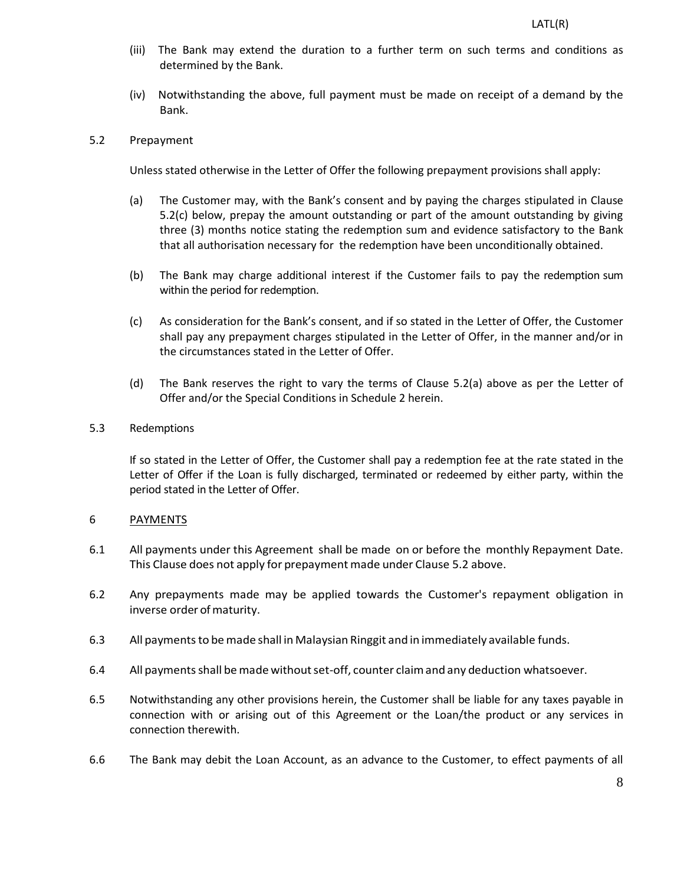(iii) The Bank may extend the duration to a further term on such terms and conditions as determined by the Bank.

(iv) Notwithstanding the above, full payment must be made on receipt of a demand by the Bank.

5.2 Prepayment

Unless stated otherwise in the Letter of Offer the following prepayment provisions shall apply:

(a) The Customer may, with the Bank's consent and by paying the charges stipulated in Clause 5.2(c) below, prepay the amount outstanding or part of the amount outstanding by giving three (3) months notice stating the redemption sum and evidence satisfactory to the Bank that all authorisation necessary for the redemption have been unconditionally obtained.

(b) The Bank may charge additional interest if the Customer fails to pay the redemption sum within the period for redemption.

(c) As consideration for the Bank's consent, and if so stated in the Letter of Offer, the Customer shall pay any prepayment charges stipulated in the Letter of Offer, in the manner and/or in the circumstances stated in the Letter of Offer.

(d) The Bank reserves the right to vary the terms of Clause 5.2(a) above as per the Letter of Offer and/or the Special Conditions in Schedule 2 herein.

5.3 Redemptions

If so stated in the Letter of Offer, the Customer shall pay a redemption fee at the rate stated in the Letter of Offer if the Loan is fully discharged, terminated or redeemed by either party, within the period stated in the Letter of Offer.

6 <u>PAYMENTS</u>

6.1 All payments under this Agreement shall be made on or before the monthly Repayment Date. This Clause does not apply for prepayment made under Clause 5.2 above.

6.2 Any prepayments made may be applied towards the Customer's repayment obligation in inverse order of maturity.

6.3 All payments to be made shall in Malaysian Ringgit and in immediately available funds.

6.4 All payments shall be made without set-off, counter claim and any deduction whatsoever.

6.5 Notwithstanding any other provisions herein, the Customer shall be liable for any taxes payable in connection with or arising out of this Agreement or the Loan/the product or any services in connection therewith.

6.6 The Bank may debit the Loan Account, as an advance to the Customer, to effect payments of all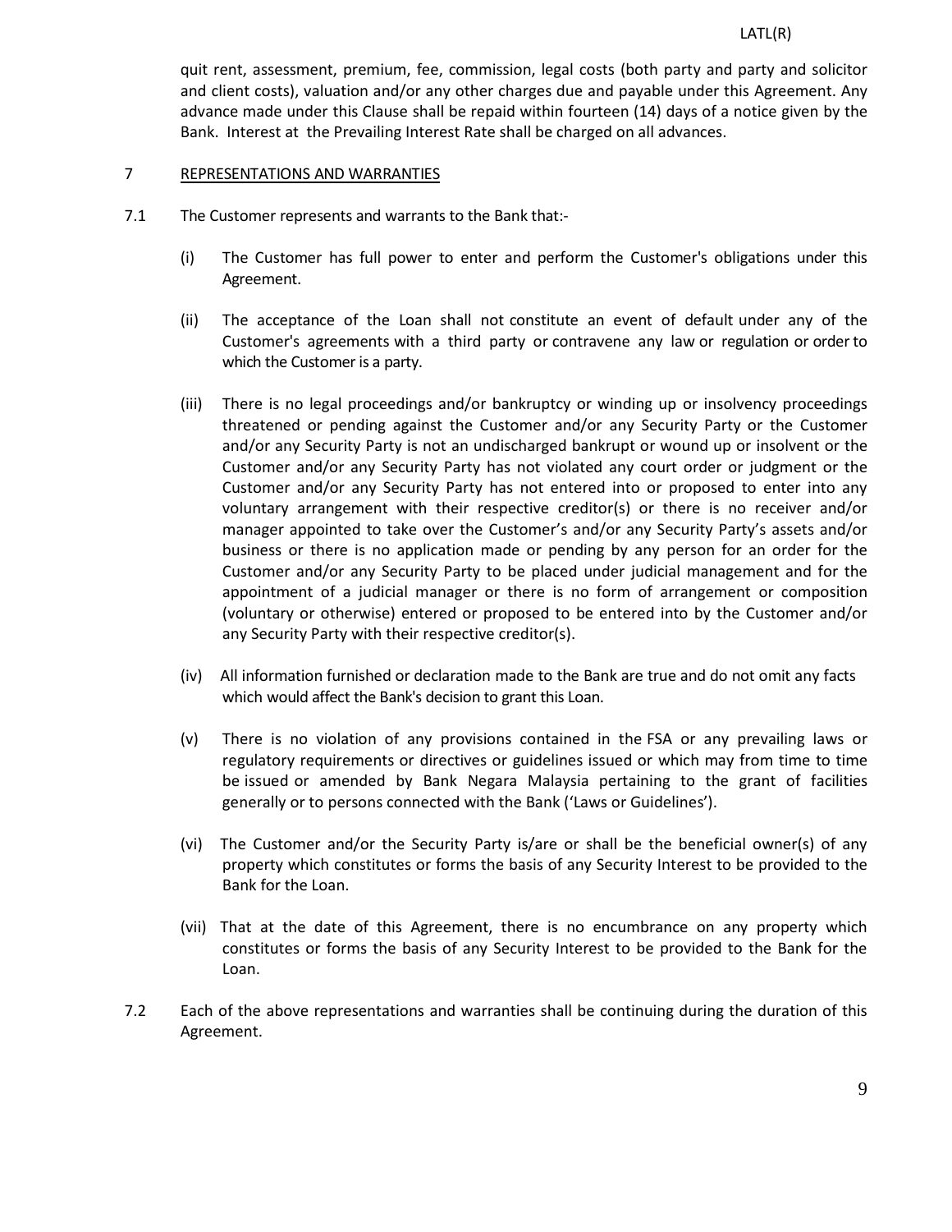quit rent, assessment, premium, fee, commission, legal costs (both party and party and solicitor and client costs), valuation and/or any other charges due and payable under this Agreement. Any advance made under this Clause shall be repaid within fourteen (14) days of a notice given by the Bank. Interest at the Prevailing Interest Rate shall be charged on all advances.

## 7 REPRESENTATIONS AND WARRANTIES

7.1 The Customer represents and warrants to the Bank that:-

(i) The Customer has full power to enter and perform the Customer's obligations under this Agreement.

(ii) The acceptance of the Loan shall not constitute an event of default under any of the Customer's agreements with a third party or contravene any law or regulation or order to which the Customer is a party.

(iii) There is no legal proceedings and/or bankruptcy or winding up or insolvency proceedings threatened or pending against the Customer and/or any Security Party or the Customer and/or any Security Party is not an undischarged bankrupt or wound up or insolvent or the Customer and/or any Security Party has not violated any court order or judgment or the Customer and/or any Security Party has not entered into or proposed to enter into any voluntary arrangement with their respective creditor(s) or there is no receiver and/or manager appointed to take over the Customer's and/or any Security Party's assets and/or business or there is no application made or pending by any person for an order for the Customer and/or any Security Party to be placed under judicial management and for the appointment of a judicial manager or there is no form of arrangement or composition (voluntary or otherwise) entered or proposed to be entered into by the Customer and/or any Security Party with their respective creditor(s).

(iv) All information furnished or declaration made to the Bank are true and do not omit any facts which would affect the Bank's decision to grant this Loan.

(v) There is no violation of any provisions contained in the FSA or any prevailing laws or regulatory requirements or directives or guidelines issued or which may from time to time be issued or amended by Bank Negara Malaysia pertaining to the grant of facilities generally or to persons connected with the Bank ('Laws or Guidelines').

(vi) The Customer and/or the Security Party is/are or shall be the beneficial owner(s) of any property which constitutes or forms the basis of any Security Interest to be provided to the Bank for the Loan.

(vii) That at the date of this Agreement, there is no encumbrance on any property which constitutes or forms the basis of any Security Interest to be provided to the Bank for the Loan.

7.2 Each of the above representations and warranties shall be continuing during the duration of this Agreement.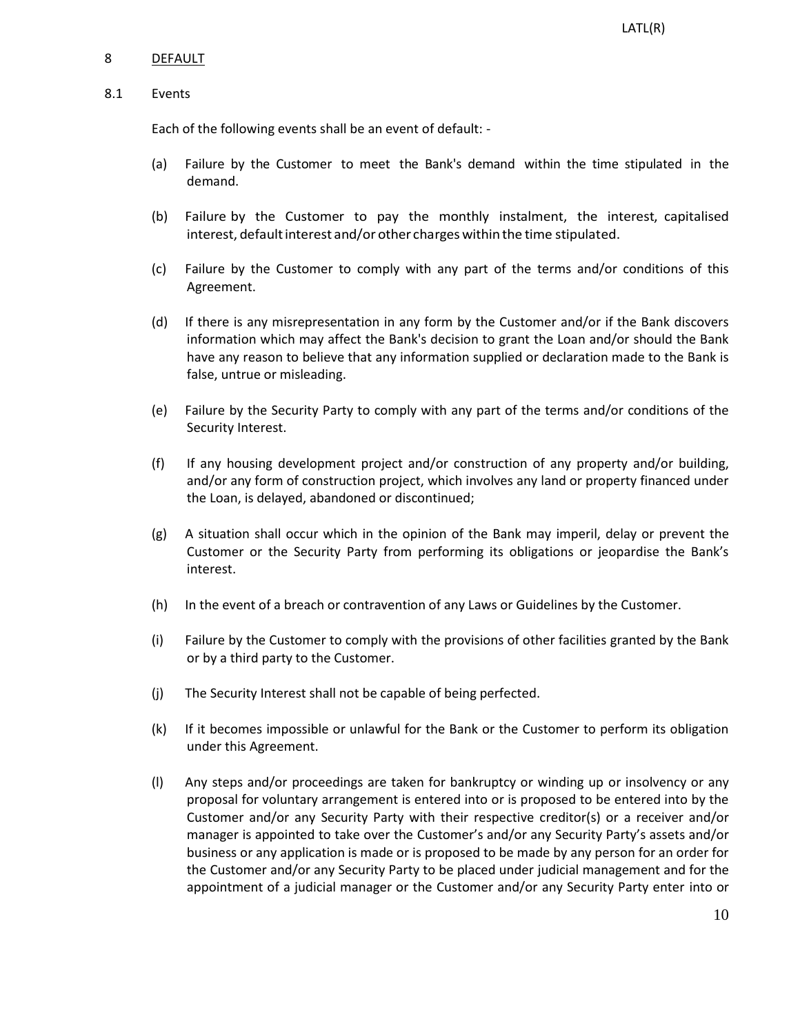## 8 DEFAULT

### 8.1 Events

Each of the following events shall be an event of default: -

(a) Failure by the Customer to meet the Bank's demand within the time stipulated in the demand.

(b) Failure by the Customer to pay the monthly instalment, the interest, capitalised interest, default interest and/or other charges within the time stipulated.

(c) Failure by the Customer to comply with any part of the terms and/or conditions of this Agreement.

(d) If there is any misrepresentation in any form by the Customer and/or if the Bank discovers information which may affect the Bank's decision to grant the Loan and/or should the Bank have any reason to believe that any information supplied or declaration made to the Bank is false, untrue or misleading.

(e) Failure by the Security Party to comply with any part of the terms and/or conditions of the Security Interest.

(f) If any housing development project and/or construction of any property and/or building, and/or any form of construction project, which involves any land or property financed under the Loan, is delayed, abandoned or discontinued;

(g) A situation shall occur which in the opinion of the Bank may imperil, delay or prevent the Customer or the Security Party from performing its obligations or jeopardise the Bank's interest.

(h) In the event of a breach or contravention of any Laws or Guidelines by the Customer.

(i) Failure by the Customer to comply with the provisions of other facilities granted by the Bank or by a third party to the Customer.

(j) The Security Interest shall not be capable of being perfected.

(k) If it becomes impossible or unlawful for the Bank or the Customer to perform its obligation under this Agreement.

(l) Any steps and/or proceedings are taken for bankruptcy or winding up or insolvency or any proposal for voluntary arrangement is entered into or is proposed to be entered into by the Customer and/or any Security Party with their respective creditor(s) or a receiver and/or manager is appointed to take over the Customer's and/or any Security Party's assets and/or business or any application is made or is proposed to be made by any person for an order for the Customer and/or any Security Party to be placed under judicial management and for the appointment of a judicial manager or the Customer and/or any Security Party enter into or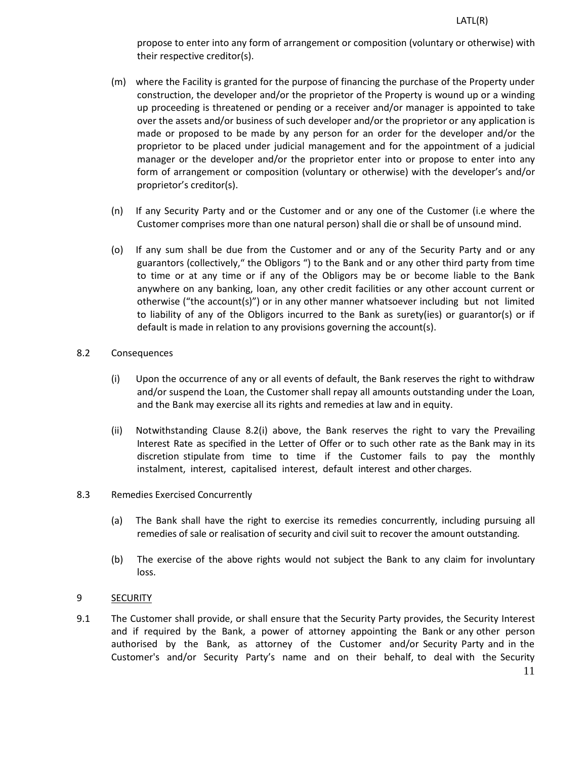propose to enter into any form of arrangement or composition (voluntary or otherwise) with their respective creditor(s).

(m) where the Facility is granted for the purpose of financing the purchase of the Property under construction, the developer and/or the proprietor of the Property is wound up or a winding up proceeding is threatened or pending or a receiver and/or manager is appointed to take over the assets and/or business of such developer and/or the proprietor or any application is made or proposed to be made by any person for an order for the developer and/or the proprietor to be placed under judicial management and for the appointment of a judicial manager or the developer and/or the proprietor enter into or propose to enter into any form of arrangement or composition (voluntary or otherwise) with the developer's and/or proprietor's creditor(s).

(n) If any Security Party and or the Customer and or any one of the Customer (i.e where the Customer comprises more than one natural person) shall die or shall be of unsound mind.

(o) If any sum shall be due from the Customer and or any of the Security Party and or any guarantors (collectively," the Obligors ") to the Bank and or any other third party from time to time or at any time or if any of the Obligors may be or become liable to the Bank anywhere on any banking, loan, any other credit facilities or any other account current or otherwise ("the account(s)") or in any other manner whatsoever including but not limited to liability of any of the Obligors incurred to the Bank as surety(ies) or guarantor(s) or if default is made in relation to any provisions governing the account(s).

8.2 Consequences

(i) Upon the occurrence of any or all events of default, the Bank reserves the right to withdraw and/or suspend the Loan, the Customer shall repay all amounts outstanding under the Loan, and the Bank may exercise all its rights and remedies at law and in equity.

(ii) Notwithstanding Clause 8.2(i) above, the Bank reserves the right to vary the Prevailing Interest Rate as specified in the Letter of Offer or to such other rate as the Bank may in its discretion stipulate from time to time if the Customer fails to pay the monthly instalment, interest, capitalised interest, default interest and other charges.

8.3 Remedies Exercised Concurrently

(a) The Bank shall have the right to exercise its remedies concurrently, including pursuing all remedies of sale or realisation of security and civil suit to recover the amount outstanding.

(b) The exercise of the above rights would not subject the Bank to any claim for involuntary loss.

9 <u>SECURITY</u>

9.1 The Customer shall provide, or shall ensure that the Security Party provides, the Security Interest and if required by the Bank, a power of attorney appointing the Bank or any other person authorised by the Bank, as attorney of the Customer and/or Security Party and in the Customer's and/or Security Party's name and on their behalf, to deal with the Security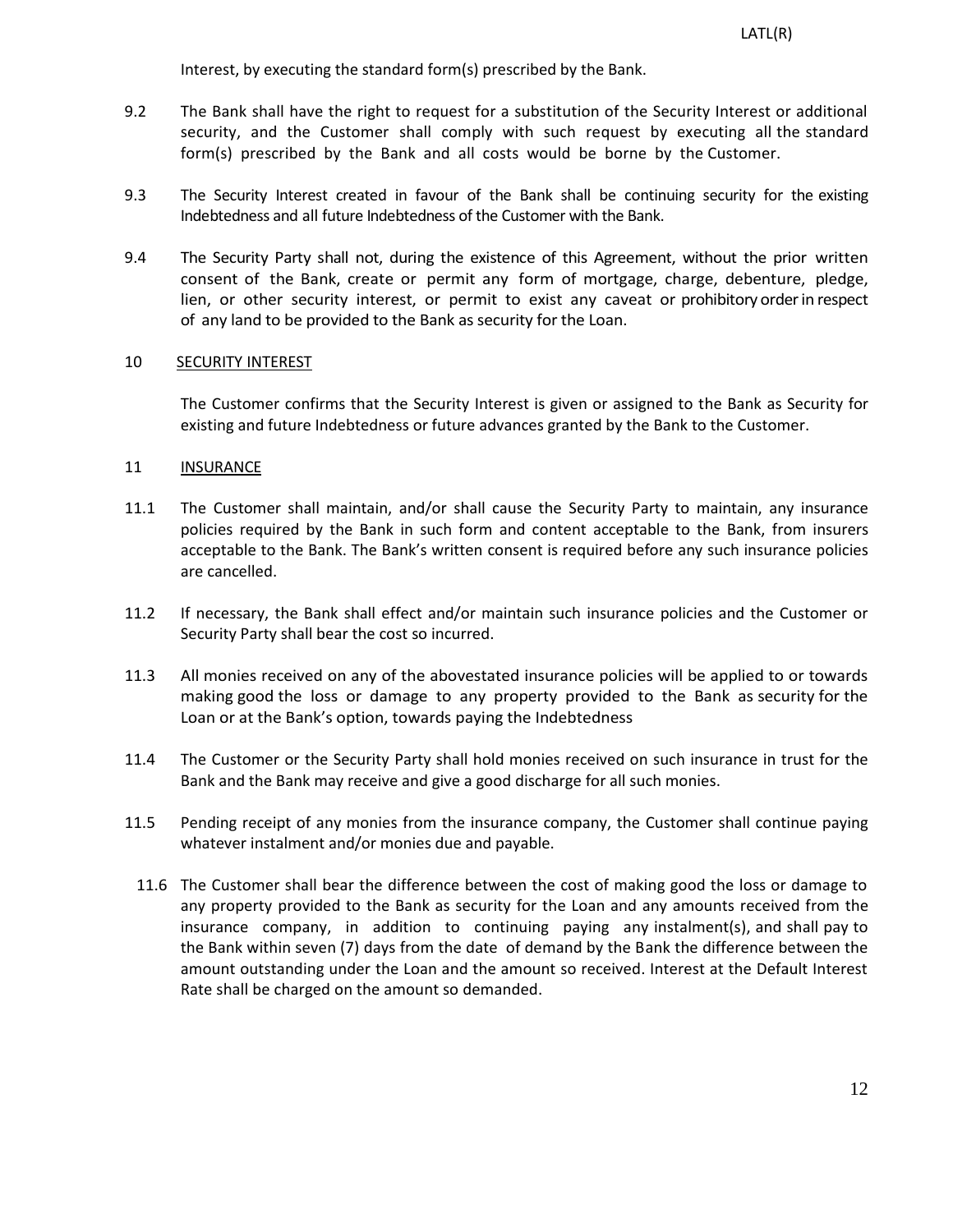Interest, by executing the standard form(s) prescribed by the Bank.

9.2 The Bank shall have the right to request for a substitution of the Security Interest or additional security, and the Customer shall comply with such request by executing all the standard form(s) prescribed by the Bank and all costs would be borne by the Customer.

9.3 The Security Interest created in favour of the Bank shall be continuing security for the existing Indebtedness and all future Indebtedness of the Customer with the Bank.

9.4 The Security Party shall not, during the existence of this Agreement, without the prior written consent of the Bank, create or permit any form of mortgage, charge, debenture, pledge, lien, or other security interest, or permit to exist any caveat or prohibitory order in respect of any land to be provided to the Bank as security for the Loan.

## 10 SECURITY INTEREST

The Customer confirms that the Security Interest is given or assigned to the Bank as Security for existing and future Indebtedness or future advances granted by the Bank to the Customer.

## 11 INSURANCE

11.1 The Customer shall maintain, and/or shall cause the Security Party to maintain, any insurance policies required by the Bank in such form and content acceptable to the Bank, from insurers acceptable to the Bank. The Bank's written consent is required before any such insurance policies are cancelled.

11.2 If necessary, the Bank shall effect and/or maintain such insurance policies and the Customer or Security Party shall bear the cost so incurred.

11.3 All monies received on any of the abovestated insurance policies will be applied to or towards making good the loss or damage to any property provided to the Bank as security for the Loan or at the Bank's option, towards paying the Indebtedness

11.4 The Customer or the Security Party shall hold monies received on such insurance in trust for the Bank and the Bank may receive and give a good discharge for all such monies.

11.5 Pending receipt of any monies from the insurance company, the Customer shall continue paying whatever instalment and/or monies due and payable.

11.6 The Customer shall bear the difference between the cost of making good the loss or damage to any property provided to the Bank as security for the Loan and any amounts received from the insurance company, in addition to continuing paying any instalment(s), and shall pay to the Bank within seven (7) days from the date of demand by the Bank the difference between the amount outstanding under the Loan and the amount so received. Interest at the Default Interest Rate shall be charged on the amount so demanded.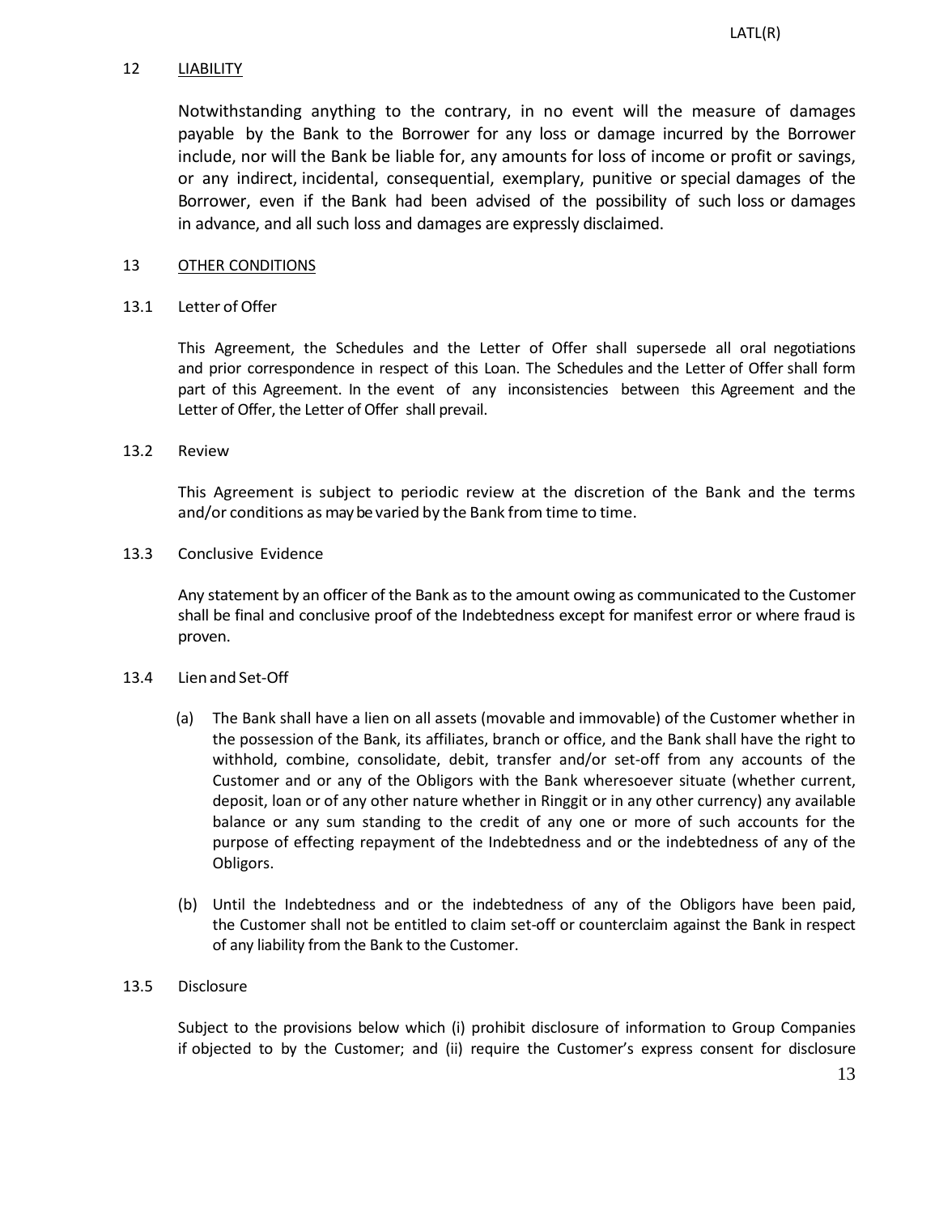## 12 LIABILITY

Notwithstanding anything to the contrary, in no event will the measure of damages payable by the Bank to the Borrower for any loss or damage incurred by the Borrower include, nor will the Bank be liable for, any amounts for loss of income or profit or savings, or any indirect, incidental, consequential, exemplary, punitive or special damages of the Borrower, even if the Bank had been advised of the possibility of such loss or damages in advance, and all such loss and damages are expressly disclaimed.

## 13 OTHER CONDITIONS

### 13.1 Letter of Offer

This Agreement, the Schedules and the Letter of Offer shall supersede all oral negotiations and prior correspondence in respect of this Loan. The Schedules and the Letter of Offer shall form part of this Agreement. In the event of any inconsistencies between this Agreement and the Letter of Offer, the Letter of Offer shall prevail.

### 13.2 Review

This Agreement is subject to periodic review at the discretion of the Bank and the terms and/or conditions as may be varied by the Bank from time to time.

### 13.3 Conclusive Evidence

Any statement by an officer of the Bank as to the amount owing as communicated to the Customer shall be final and conclusive proof of the Indebtedness except for manifest error or where fraud is proven.

### 13.4 Lien and Set-Off

(a) The Bank shall have a lien on all assets (movable and immovable) of the Customer whether in the possession of the Bank, its affiliates, branch or office, and the Bank shall have the right to withhold, combine, consolidate, debit, transfer and/or set-off from any accounts of the Customer and or any of the Obligors with the Bank wheresoever situate (whether current, deposit, loan or of any other nature whether in Ringgit or in any other currency) any available balance or any sum standing to the credit of any one or more of such accounts for the purpose of effecting repayment of the Indebtedness and or the indebtedness of any of the Obligors.

(b) Until the Indebtedness and or the indebtedness of any of the Obligors have been paid, the Customer shall not be entitled to claim set-off or counterclaim against the Bank in respect of any liability from the Bank to the Customer.

### 13.5 Disclosure

Subject to the provisions below which (i) prohibit disclosure of information to Group Companies if objected to by the Customer; and (ii) require the Customer's express consent for disclosure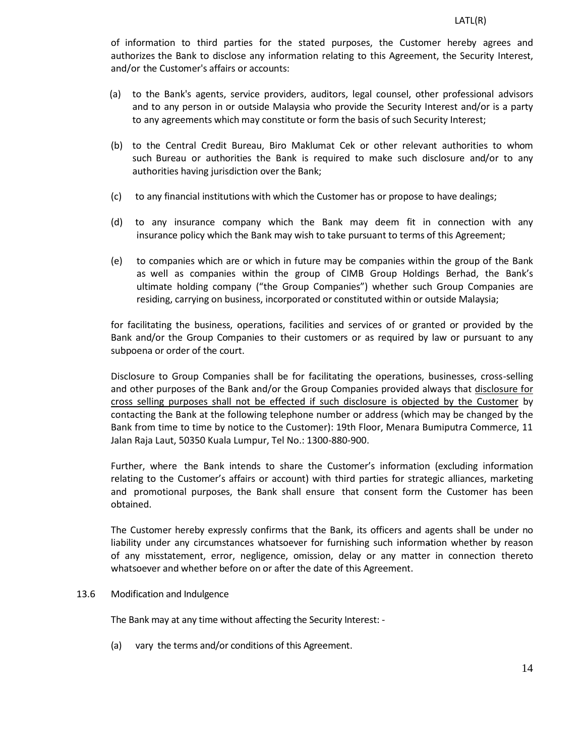of information to third parties for the stated purposes, the Customer hereby agrees and authorizes the Bank to disclose any information relating to this Agreement, the Security Interest, and/or the Customer's affairs or accounts:

(a) to the Bank's agents, service providers, auditors, legal counsel, other professional advisors and to any person in or outside Malaysia who provide the Security Interest and/or is a party to any agreements which may constitute or form the basis of such Security Interest;

(b) to the Central Credit Bureau, Biro Maklumat Cek or other relevant authorities to whom such Bureau or authorities the Bank is required to make such disclosure and/or to any authorities having jurisdiction over the Bank;

(c) to any financial institutions with which the Customer has or propose to have dealings;

(d) to any insurance company which the Bank may deem fit in connection with any insurance policy which the Bank may wish to take pursuant to terms of this Agreement;

(e) to companies which are or which in future may be companies within the group of the Bank as well as companies within the group of CIMB Group Holdings Berhad, the Bank's ultimate holding company ("the Group Companies") whether such Group Companies are residing, carrying on business, incorporated or constituted within or outside Malaysia;

for facilitating the business, operations, facilities and services of or granted or provided by the Bank and/or the Group Companies to their customers or as required by law or pursuant to any subpoena or order of the court.

Disclosure to Group Companies shall be for facilitating the operations, businesses, cross-selling and other purposes of the Bank and/or the Group Companies provided always that <u>disclosure for cross selling purposes shall not be effected if such disclosure is objected by the Customer</u> by contacting the Bank at the following telephone number or address (which may be changed by the Bank from time to time by notice to the Customer): 19th Floor, Menara Bumiputra Commerce, 11 Jalan Raja Laut, 50350 Kuala Lumpur, Tel No.: 1300-880-900.

Further, where the Bank intends to share the Customer's information (excluding information relating to the Customer's affairs or account) with third parties for strategic alliances, marketing and promotional purposes, the Bank shall ensure that consent form the Customer has been obtained.

The Customer hereby expressly confirms that the Bank, its officers and agents shall be under no liability under any circumstances whatsoever for furnishing such information whether by reason of any misstatement, error, negligence, omission, delay or any matter in connection thereto whatsoever and whether before on or after the date of this Agreement.

13.6 Modification and Indulgence

The Bank may at any time without affecting the Security Interest: -

(a) vary the terms and/or conditions of this Agreement.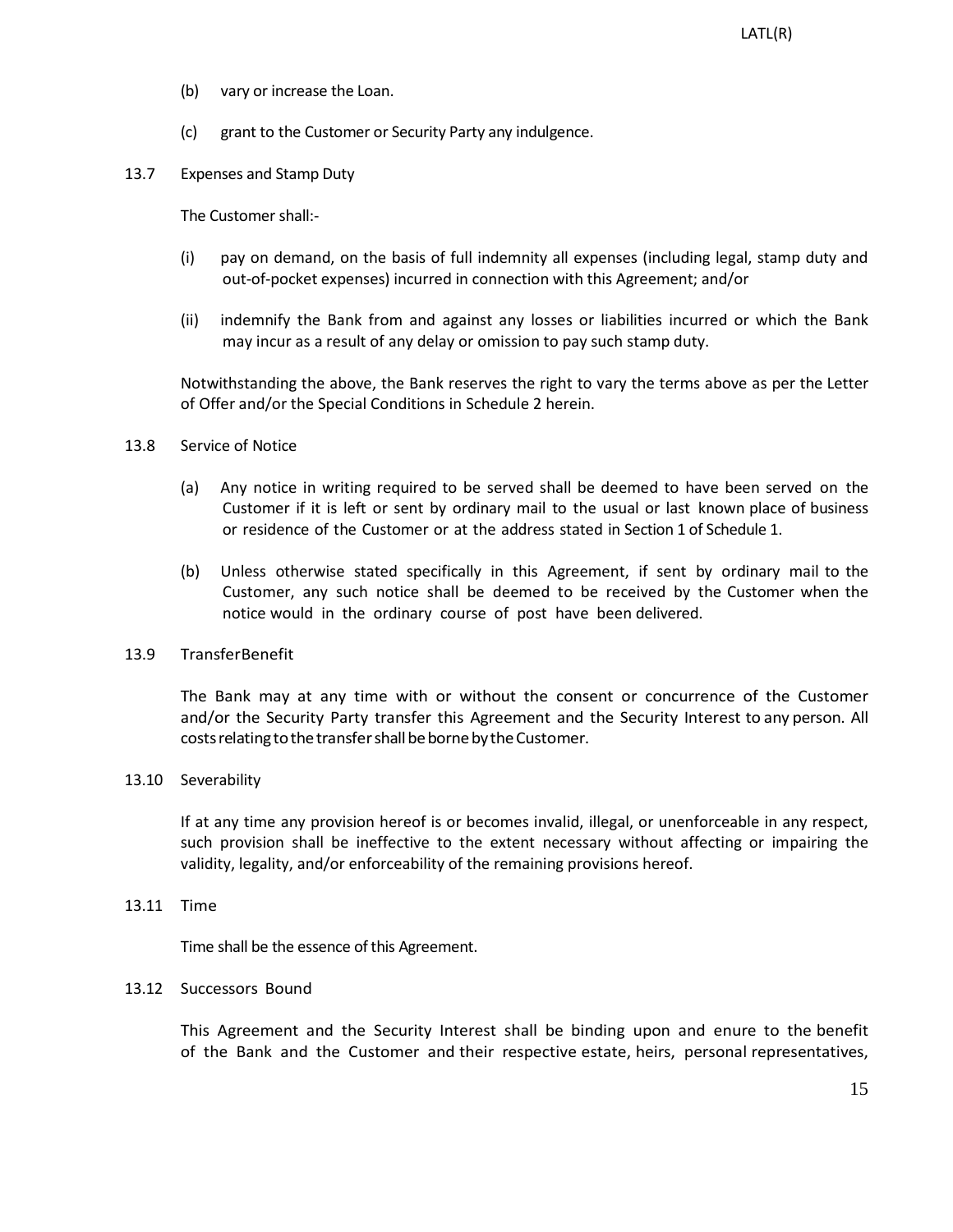(b) vary or increase the Loan.

(c) grant to the Customer or Security Party any indulgence.

13.7 Expenses and Stamp Duty

The Customer shall:-

(i) pay on demand, on the basis of full indemnity all expenses (including legal, stamp duty and out-of-pocket expenses) incurred in connection with this Agreement; and/or

(ii) indemnify the Bank from and against any losses or liabilities incurred or which the Bank may incur as a result of any delay or omission to pay such stamp duty.

Notwithstanding the above, the Bank reserves the right to vary the terms above as per the Letter of Offer and/or the Special Conditions in Schedule 2 herein.

13.8 Service of Notice

(a) Any notice in writing required to be served shall be deemed to have been served on the Customer if it is left or sent by ordinary mail to the usual or last known place of business or residence of the Customer or at the address stated in Section 1 of Schedule 1.

(b) Unless otherwise stated specifically in this Agreement, if sent by ordinary mail to the Customer, any such notice shall be deemed to be received by the Customer when the notice would in the ordinary course of post have been delivered.

13.9 TransferBenefit

The Bank may at any time with or without the consent or concurrence of the Customer and/or the Security Party transfer this Agreement and the Security Interest to any person. All costs relating to the transfer shall be borne by the Customer.

13.10 Severability

If at any time any provision hereof is or becomes invalid, illegal, or unenforceable in any respect, such provision shall be ineffective to the extent necessary without affecting or impairing the validity, legality, and/or enforceability of the remaining provisions hereof.

13.11 Time

Time shall be the essence of this Agreement.

13.12 Successors Bound

This Agreement and the Security Interest shall be binding upon and enure to the benefit of the Bank and the Customer and their respective estate, heirs, personal representatives,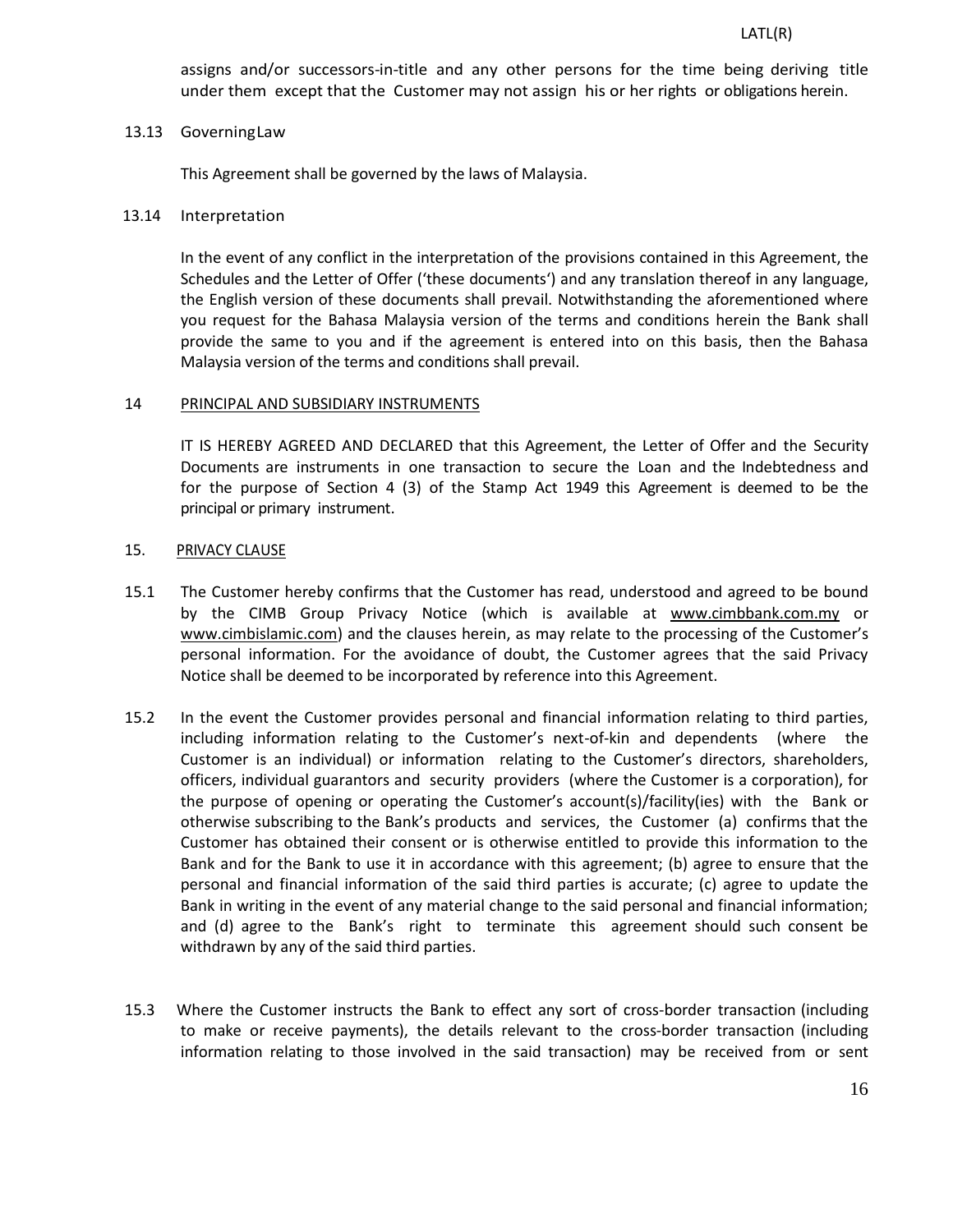assigns and/or successors-in-title and any other persons for the time being deriving title under them except that the Customer may not assign his or her rights or obligations herein.

13.13 Governing Law

This Agreement shall be governed by the laws of Malaysia.

13.14 Interpretation

In the event of any conflict in the interpretation of the provisions contained in this Agreement, the Schedules and the Letter of Offer ('these documents') and any translation thereof in any language, the English version of these documents shall prevail. Notwithstanding the aforementioned where you request for the Bahasa Malaysia version of the terms and conditions herein the Bank shall provide the same to you and if the agreement is entered into on this basis, then the Bahasa Malaysia version of the terms and conditions shall prevail.

## 14 PRINCIPAL AND SUBSIDIARY INSTRUMENTS

IT IS HEREBY AGREED AND DECLARED that this Agreement, the Letter of Offer and the Security Documents are instruments in one transaction to secure the Loan and the Indebtedness and for the purpose of Section 4 (3) of the Stamp Act 1949 this Agreement is deemed to be the principal or primary instrument.

## 15. PRIVACY CLAUSE

15.1 The Customer hereby confirms that the Customer has read, understood and agreed to be bound by the CIMB Group Privacy Notice (which is available at www.cimbbank.com.my or www.cimbislamic.com) and the clauses herein, as may relate to the processing of the Customer's personal information. For the avoidance of doubt, the Customer agrees that the said Privacy Notice shall be deemed to be incorporated by reference into this Agreement.

15.2 In the event the Customer provides personal and financial information relating to third parties, including information relating to the Customer's next-of-kin and dependents (where the Customer is an individual) or information relating to the Customer's directors, shareholders, officers, individual guarantors and security providers (where the Customer is a corporation), for the purpose of opening or operating the Customer's account(s)/facility(ies) with the Bank or otherwise subscribing to the Bank's products and services, the Customer (a) confirms that the Customer has obtained their consent or is otherwise entitled to provide this information to the Bank and for the Bank to use it in accordance with this agreement; (b) agree to ensure that the personal and financial information of the said third parties is accurate; (c) agree to update the Bank in writing in the event of any material change to the said personal and financial information; and (d) agree to the Bank's right to terminate this agreement should such consent be withdrawn by any of the said third parties.

15.3 Where the Customer instructs the Bank to effect any sort of cross-border transaction (including to make or receive payments), the details relevant to the cross-border transaction (including information relating to those involved in the said transaction) may be received from or sent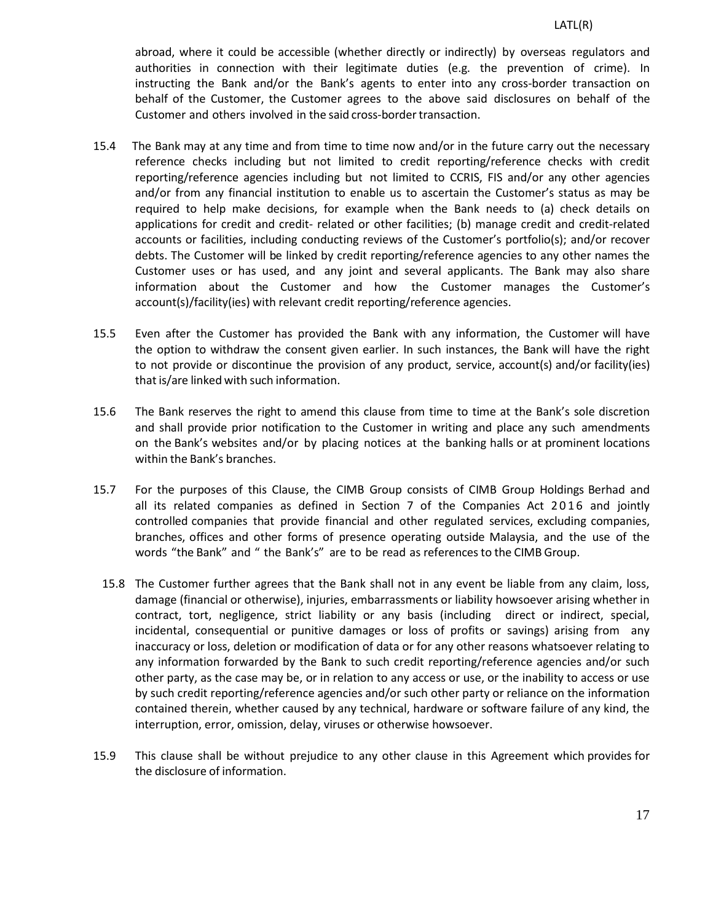abroad, where it could be accessible (whether directly or indirectly) by overseas regulators and authorities in connection with their legitimate duties (e.g. the prevention of crime). In instructing the Bank and/or the Bank's agents to enter into any cross-border transaction on behalf of the Customer, the Customer agrees to the above said disclosures on behalf of the Customer and others involved in the said cross-border transaction.

15.4 The Bank may at any time and from time to time now and/or in the future carry out the necessary reference checks including but not limited to credit reporting/reference checks with credit reporting/reference agencies including but not limited to CCRIS, FIS and/or any other agencies and/or from any financial institution to enable us to ascertain the Customer's status as may be required to help make decisions, for example when the Bank needs to (a) check details on applications for credit and credit- related or other facilities; (b) manage credit and credit-related accounts or facilities, including conducting reviews of the Customer's portfolio(s); and/or recover debts. The Customer will be linked by credit reporting/reference agencies to any other names the Customer uses or has used, and any joint and several applicants. The Bank may also share information about the Customer and how the Customer manages the Customer's account(s)/facility(ies) with relevant credit reporting/reference agencies.

15.5 Even after the Customer has provided the Bank with any information, the Customer will have the option to withdraw the consent given earlier. In such instances, the Bank will have the right to not provide or discontinue the provision of any product, service, account(s) and/or facility(ies) that is/are linked with such information.

15.6 The Bank reserves the right to amend this clause from time to time at the Bank's sole discretion and shall provide prior notification to the Customer in writing and place any such amendments on the Bank's websites and/or by placing notices at the banking halls or at prominent locations within the Bank's branches.

15.7 For the purposes of this Clause, the CIMB Group consists of CIMB Group Holdings Berhad and all its related companies as defined in Section 7 of the Companies Act 2016 and jointly controlled companies that provide financial and other regulated services, excluding companies, branches, offices and other forms of presence operating outside Malaysia, and the use of the words "the Bank" and " the Bank's" are to be read as references to the CIMB Group.

15.8 The Customer further agrees that the Bank shall not in any event be liable from any claim, loss, damage (financial or otherwise), injuries, embarrassments or liability howsoever arising whether in contract, tort, negligence, strict liability or any basis (including direct or indirect, special, incidental, consequential or punitive damages or loss of profits or savings) arising from any inaccuracy or loss, deletion or modification of data or for any other reasons whatsoever relating to any information forwarded by the Bank to such credit reporting/reference agencies and/or such other party, as the case may be, or in relation to any access or use, or the inability to access or use by such credit reporting/reference agencies and/or such other party or reliance on the information contained therein, whether caused by any technical, hardware or software failure of any kind, the interruption, error, omission, delay, viruses or otherwise howsoever.

15.9 This clause shall be without prejudice to any other clause in this Agreement which provides for the disclosure of information.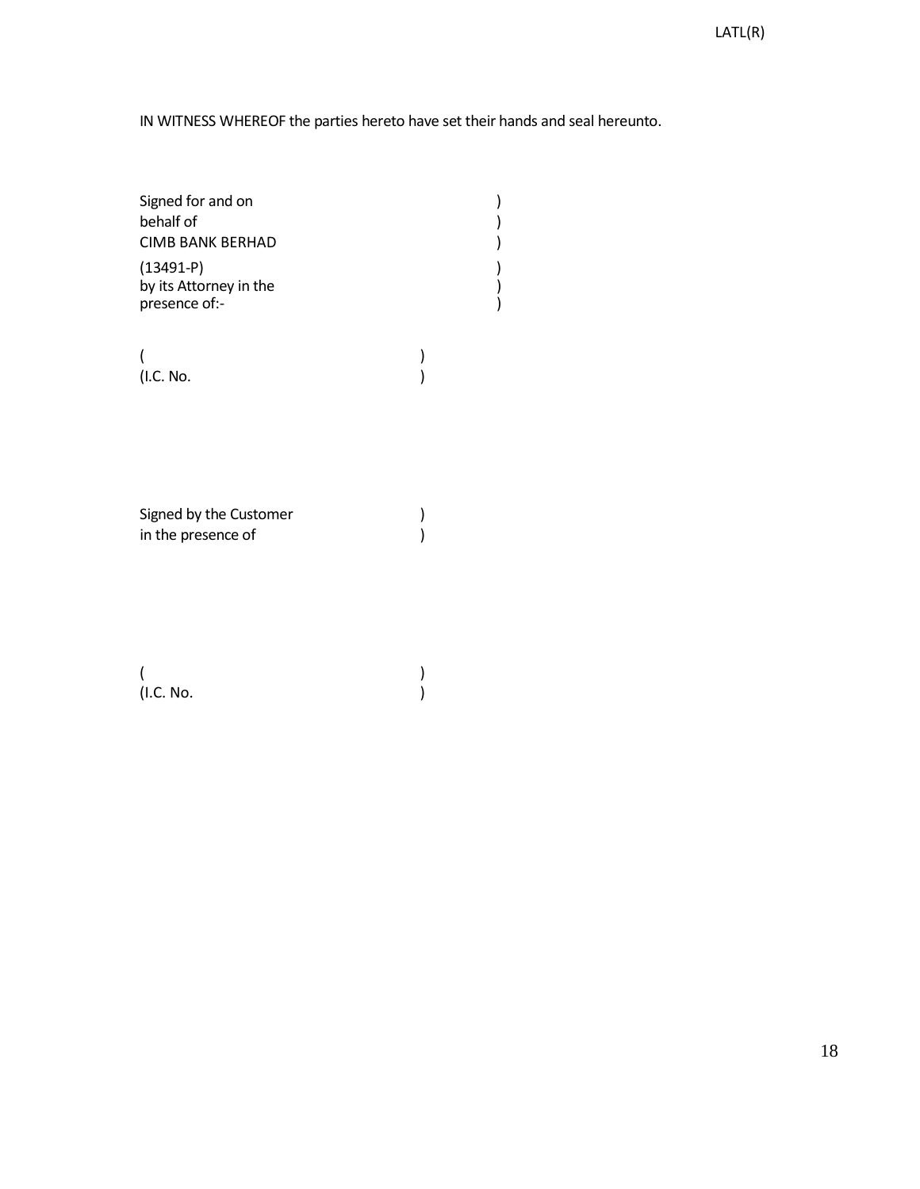IN WITNESS WHEREOF the parties hereto have set their hands and seal hereunto.

Signed for and on )
behalf of )
CIMB BANK BERHAD )
(13491-P) )
by its Attorney in the )
presence of:- )

( )
(I.C. No. )

Signed by the Customer )
in the presence of )

( )
(I.C. No. )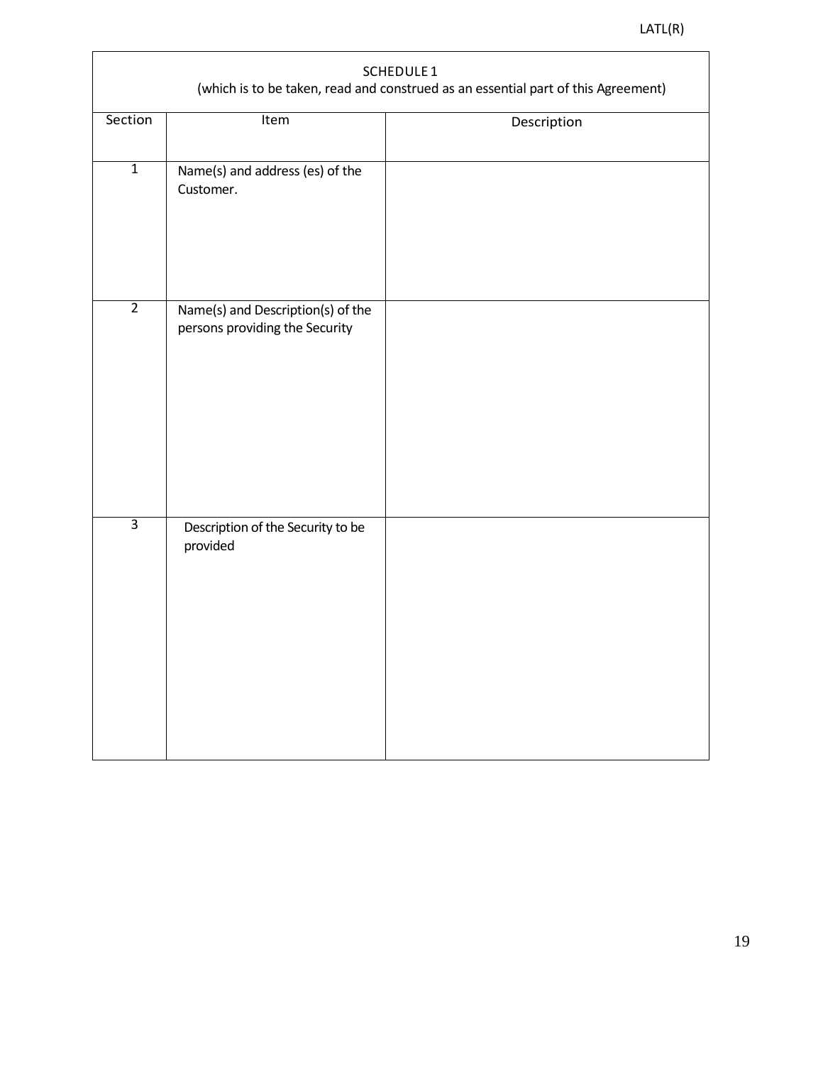| SCHEDULE 1<br>(which is to be taken, read and construed as an essential part of this Agreement) | | |
|---|---|---|
| Section | Item | Description |
| 1 | Name(s) and address (es) of the Customer. | |
| 2 | Name(s) and Description(s) of the persons providing the Security | |
| 3 | Description of the Security to be provided | |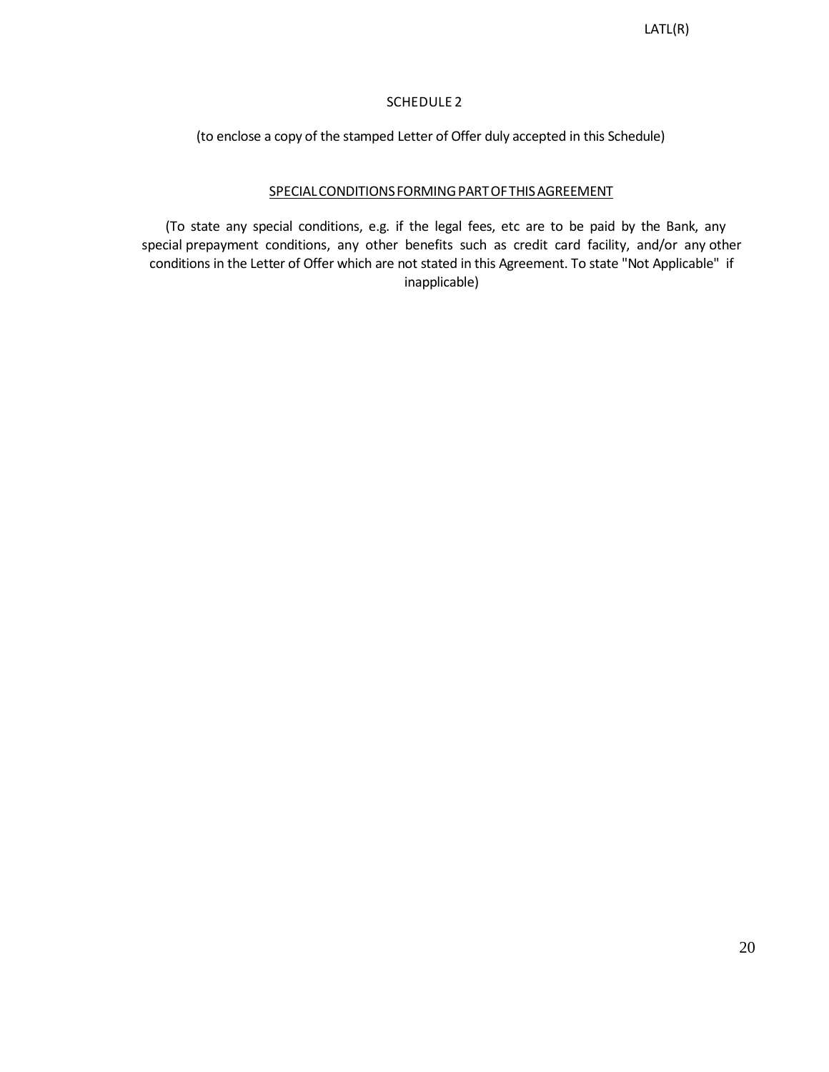# SCHEDULE 2

(to enclose a copy of the stamped Letter of Offer duly accepted in this Schedule)

## SPECIAL CONDITIONS FORMING PART OF THIS AGREEMENT

(To state any special conditions, e.g. if the legal fees, etc are to be paid by the Bank, any special prepayment conditions, any other benefits such as credit card facility, and/or any other conditions in the Letter of Offer which are not stated in this Agreement. To state "Not Applicable" if inapplicable)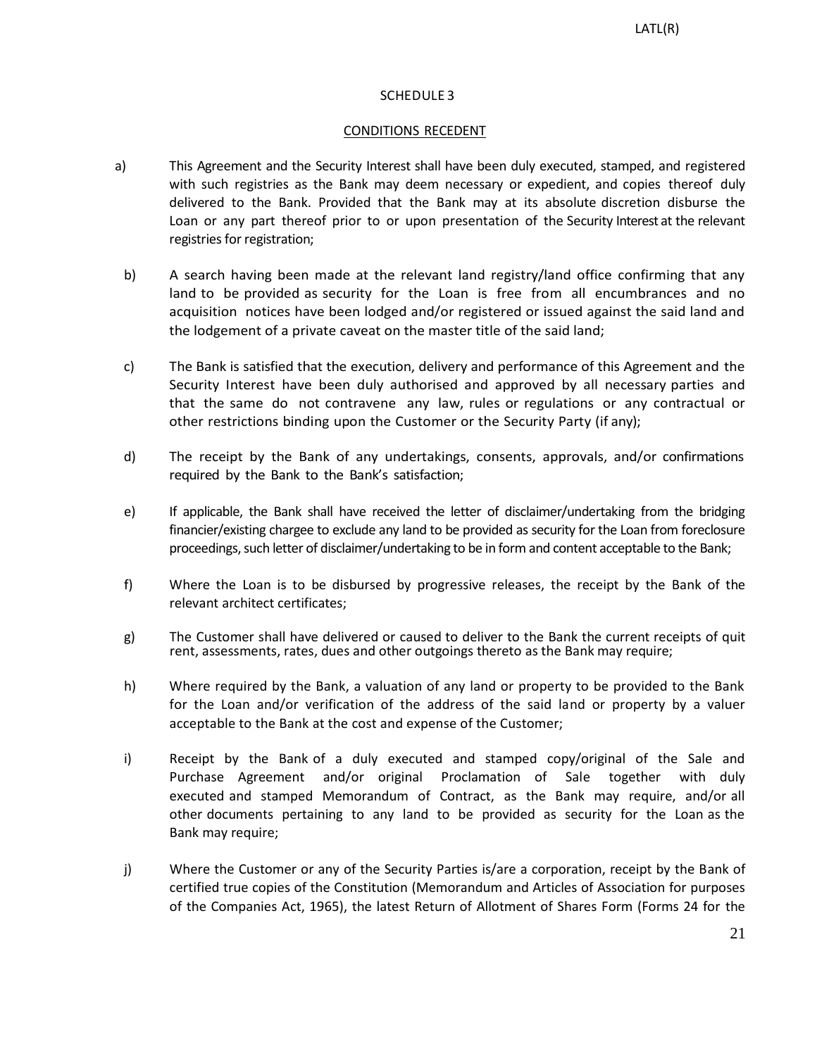## SCHEDULE 3

## CONDITIONS RECEDENT

a) This Agreement and the Security Interest shall have been duly executed, stamped, and registered with such registries as the Bank may deem necessary or expedient, and copies thereof duly delivered to the Bank. Provided that the Bank may at its absolute discretion disburse the Loan or any part thereof prior to or upon presentation of the Security Interest at the relevant registries for registration;

b) A search having been made at the relevant land registry/land office confirming that any land to be provided as security for the Loan is free from all encumbrances and no acquisition notices have been lodged and/or registered or issued against the said land and the lodgement of a private caveat on the master title of the said land;

c) The Bank is satisfied that the execution, delivery and performance of this Agreement and the Security Interest have been duly authorised and approved by all necessary parties and that the same do not contravene any law, rules or regulations or any contractual or other restrictions binding upon the Customer or the Security Party (if any);

d) The receipt by the Bank of any undertakings, consents, approvals, and/or confirmations required by the Bank to the Bank's satisfaction;

e) If applicable, the Bank shall have received the letter of disclaimer/undertaking from the bridging financier/existing chargee to exclude any land to be provided as security for the Loan from foreclosure proceedings, such letter of disclaimer/undertaking to be in form and content acceptable to the Bank;

f) Where the Loan is to be disbursed by progressive releases, the receipt by the Bank of the relevant architect certificates;

g) The Customer shall have delivered or caused to deliver to the Bank the current receipts of quit rent, assessments, rates, dues and other outgoings thereto as the Bank may require;

h) Where required by the Bank, a valuation of any land or property to be provided to the Bank for the Loan and/or verification of the address of the said land or property by a valuer acceptable to the Bank at the cost and expense of the Customer;

i) Receipt by the Bank of a duly executed and stamped copy/original of the Sale and Purchase Agreement and/or original Proclamation of Sale together with duly executed and stamped Memorandum of Contract, as the Bank may require, and/or all other documents pertaining to any land to be provided as security for the Loan as the Bank may require;

j) Where the Customer or any of the Security Parties is/are a corporation, receipt by the Bank of certified true copies of the Constitution (Memorandum and Articles of Association for purposes of the Companies Act, 1965), the latest Return of Allotment of Shares Form (Forms 24 for the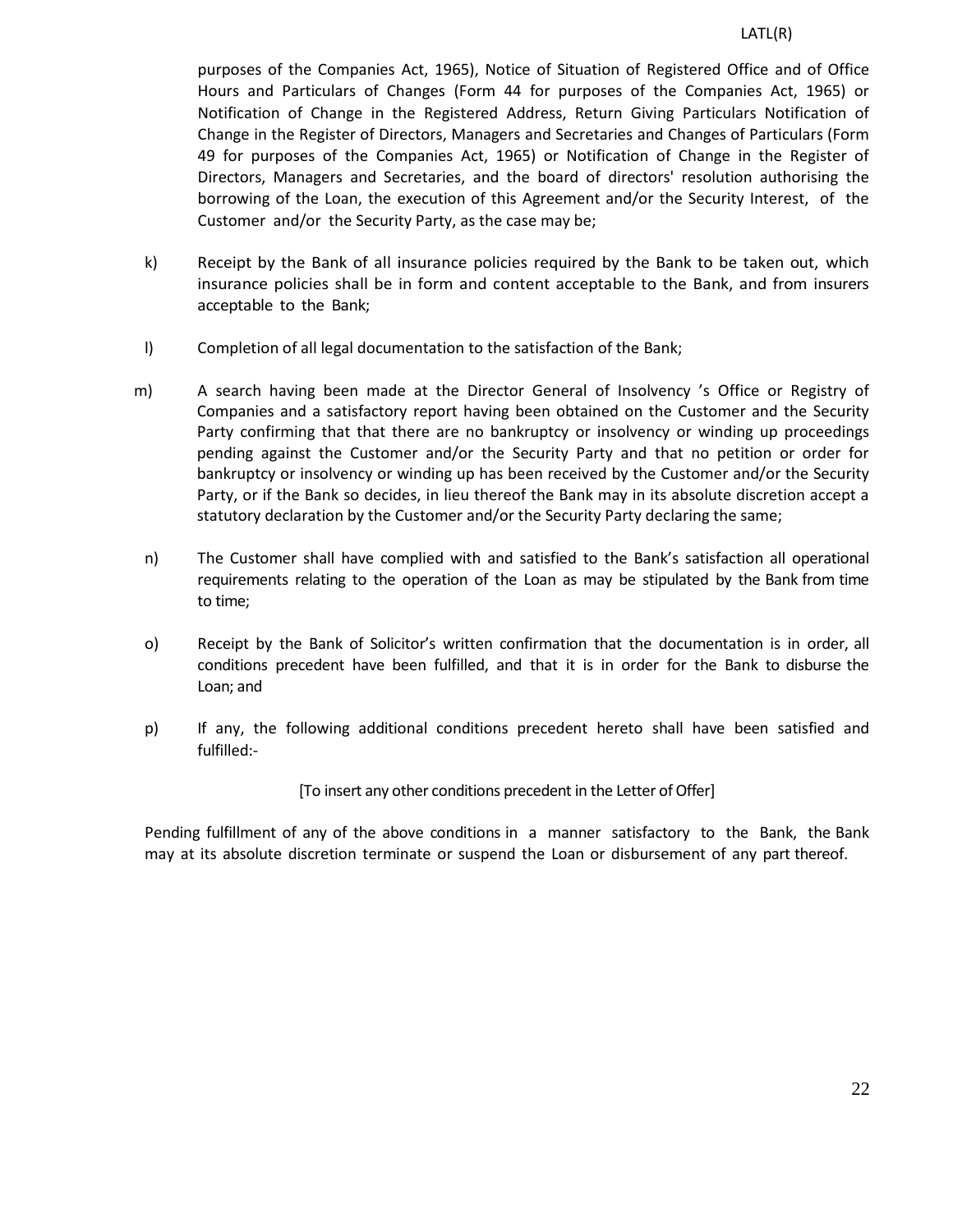purposes of the Companies Act, 1965), Notice of Situation of Registered Office and of Office Hours and Particulars of Changes (Form 44 for purposes of the Companies Act, 1965) or Notification of Change in the Registered Address, Return Giving Particulars Notification of Change in the Register of Directors, Managers and Secretaries and Changes of Particulars (Form 49 for purposes of the Companies Act, 1965) or Notification of Change in the Register of Directors, Managers and Secretaries, and the board of directors' resolution authorising the borrowing of the Loan, the execution of this Agreement and/or the Security Interest, of the Customer and/or the Security Party, as the case may be;

k) Receipt by the Bank of all insurance policies required by the Bank to be taken out, which insurance policies shall be in form and content acceptable to the Bank, and from insurers acceptable to the Bank;

l) Completion of all legal documentation to the satisfaction of the Bank;

m) A search having been made at the Director General of Insolvency 's Office or Registry of Companies and a satisfactory report having been obtained on the Customer and the Security Party confirming that that there are no bankruptcy or insolvency or winding up proceedings pending against the Customer and/or the Security Party and that no petition or order for bankruptcy or insolvency or winding up has been received by the Customer and/or the Security Party, or if the Bank so decides, in lieu thereof the Bank may in its absolute discretion accept a statutory declaration by the Customer and/or the Security Party declaring the same;

n) The Customer shall have complied with and satisfied to the Bank's satisfaction all operational requirements relating to the operation of the Loan as may be stipulated by the Bank from time to time;

o) Receipt by the Bank of Solicitor's written confirmation that the documentation is in order, all conditions precedent have been fulfilled, and that it is in order for the Bank to disburse the Loan; and

p) If any, the following additional conditions precedent hereto shall have been satisfied and fulfilled:-

[To insert any other conditions precedent in the Letter of Offer]

Pending fulfillment of any of the above conditions in a manner satisfactory to the Bank, the Bank may at its absolute discretion terminate or suspend the Loan or disbursement of any part thereof.